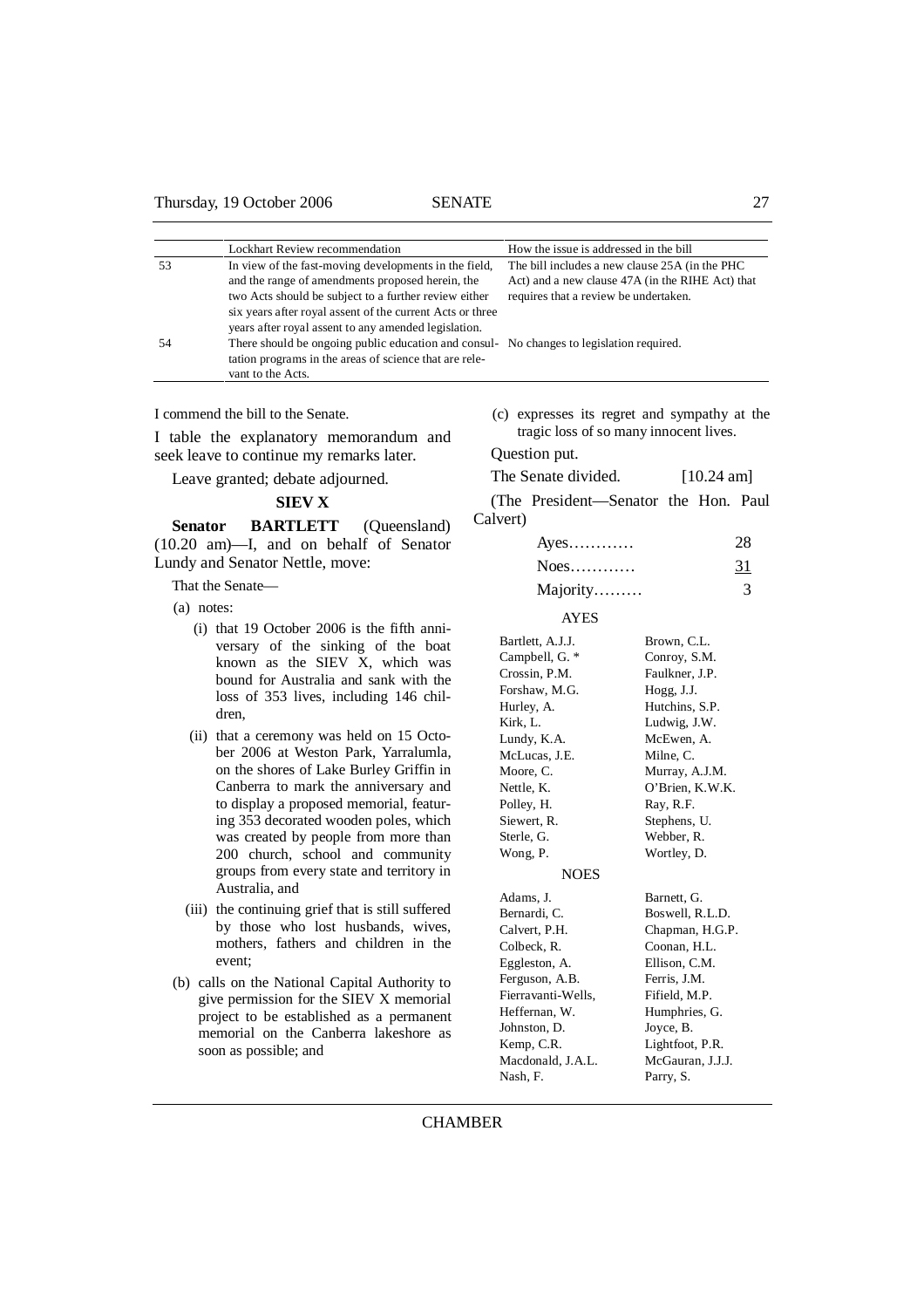| | Lockhart Review recommendation | How the issue is addressed in the bill |
|---|---|---|
| 53 | In view of the fast-moving developments in the field, and the range of amendments proposed herein, the two Acts should be subject to a further review either six years after royal assent of the current Acts or three years after royal assent to any amended legislation. | The bill includes a new clause 25A (in the PHC Act) and a new clause 47A (in the RIHE Act) that requires that a review be undertaken. |
| 54 | There should be ongoing public education and consultation programs in the areas of science that are relevant to the Acts. | No changes to legislation required. |

I commend the bill to the Senate.

I table the explanatory memorandum and seek leave to continue my remarks later.

Leave granted; debate adjourned.

### SIEV X

**Senator BARTLETT** (Queensland) (10.20 am)—I, and on behalf of Senator Lundy and Senator Nettle, move:

That the Senate—

(a) notes:

(i) that 19 October 2006 is the fifth anniversary of the sinking of the boat known as the SIEV X, which was bound for Australia and sank with the loss of 353 lives, including 146 children,

(ii) that a ceremony was held on 15 October 2006 at Weston Park, Yarralumla, on the shores of Lake Burley Griffin in Canberra to mark the anniversary and to display a proposed memorial, featuring 353 decorated wooden poles, which was created by people from more than 200 church, school and community groups from every state and territory in Australia, and

(iii) the continuing grief that is still suffered by those who lost husbands, wives, mothers, fathers and children in the event;

(b) calls on the National Capital Authority to give permission for the SIEV X memorial project to be established as a permanent memorial on the Canberra lakeshore as soon as possible; and

(c) expresses its regret and sympathy at the tragic loss of so many innocent lives.

Question put.

The Senate divided. [10.24 am]

(The President—Senator the Hon. Paul Calvert)

| | |
|---|---|
| Ayes………… | 28 |
| Noes………… | 31 |
| Majority……… | 3 |

AYES

| | |
|---|---|
| Bartlett, A.J.J. | Brown, C.L. |
| Campbell, G. * | Conroy, S.M. |
| Crossin, P.M. | Faulkner, J.P. |
| Forshaw, M.G. | Hogg, J.J. |
| Hurley, A. | Hutchins, S.P. |
| Kirk, L. | Ludwig, J.W. |
| Lundy, K.A. | McEwen, A. |
| McLucas, J.E. | Milne, C. |
| Moore, C. | Murray, A.J.M. |
| Nettle, K. | O'Brien, K.W.K. |
| Polley, H. | Ray, R.F. |
| Siewert, R. | Stephens, U. |
| Sterle, G. | Webber, R. |
| Wong, P. | Wortley, D. |

NOES

| | |
|---|---|
| Adams, J. | Barnett, G. |
| Bernardi, C. | Boswell, R.L.D. |
| Calvert, P.H. | Chapman, H.G.P. |
| Colbeck, R. | Coonan, H.L. |
| Eggleston, A. | Ellison, C.M. |
| Ferguson, A.B. | Ferris, J.M. |
| Fierravanti-Wells, | Fifield, M.P. |
| Heffernan, W. | Humphries, G. |
| Johnston, D. | Joyce, B. |
| Kemp, C.R. | Lightfoot, P.R. |
| Macdonald, J.A.L. | McGauran, J.J.J. |
| Nash, F. | Parry, S. |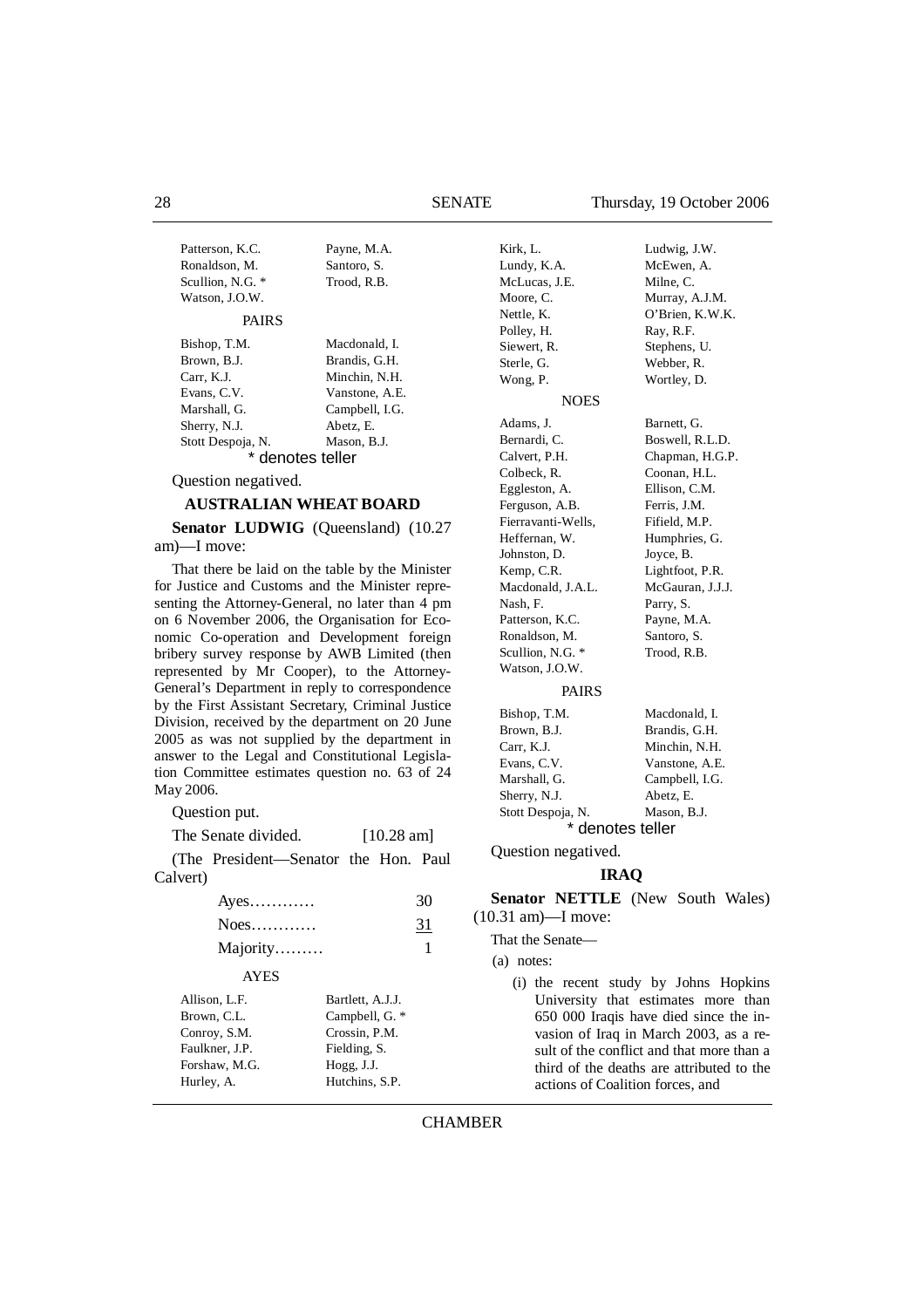| | |
|---|---|
| Patterson, K.C. | Payne, M.A. |
| Ronaldson, M. | Santoro, S. |
| Scullion, N.G. * | Trood, R.B. |
| Watson, J.O.W. | |

PAIRS

| | |
|---|---|
| Bishop, T.M. | Macdonald, I. |
| Brown, B.J. | Brandis, G.H. |
| Carr, K.J. | Minchin, N.H. |
| Evans, C.V. | Vanstone, A.E. |
| Marshall, G. | Campbell, I.G. |
| Sherry, N.J. | Abetz, E. |
| Stott Despoja, N. | Mason, B.J. |

\* denotes teller

Question negatived.

## AUSTRALIAN WHEAT BOARD

**Senator LUDWIG** (Queensland) (10.27 am)—I move:

That there be laid on the table by the Minister for Justice and Customs and the Minister representing the Attorney-General, no later than 4 pm on 6 November 2006, the Organisation for Economic Co-operation and Development foreign bribery survey response by AWB Limited (then represented by Mr Cooper), to the Attorney-General's Department in reply to correspondence by the First Assistant Secretary, Criminal Justice Division, received by the department on 20 June 2005 as was not supplied by the department in answer to the Legal and Constitutional Legislation Committee estimates question no. 63 of 24 May 2006.

Question put.

The Senate divided. [10.28 am]

(The President—Senator the Hon. Paul Calvert)

| | |
|---|---|
| Ayes………… | 30 |
| Noes………… | 31 |
| Majority……… | 1 |

AYES

| | |
|---|---|
| Allison, L.F. | Bartlett, A.J.J. |
| Brown, C.L. | Campbell, G. * |
| Conroy, S.M. | Crossin, P.M. |
| Faulkner, J.P. | Fielding, S. |
| Forshaw, M.G. | Hogg, J.J. |
| Hurley, A. | Hutchins, S.P. |
| Kirk, L. | Ludwig, J.W. |
| Lundy, K.A. | McEwen, A. |
| McLucas, J.E. | Milne, C. |
| Moore, C. | Murray, A.J.M. |
| Nettle, K. | O'Brien, K.W.K. |
| Polley, H. | Ray, R.F. |
| Siewert, R. | Stephens, U. |
| Sterle, G. | Webber, R. |
| Wong, P. | Wortley, D. |

NOES

| | |
|---|---|
| Adams, J. | Barnett, G. |
| Bernardi, C. | Boswell, R.L.D. |
| Calvert, P.H. | Chapman, H.G.P. |
| Colbeck, R. | Coonan, H.L. |
| Eggleston, A. | Ellison, C.M. |
| Ferguson, A.B. | Ferris, J.M. |
| Fierravanti-Wells, | Fifield, M.P. |
| Heffernan, W. | Humphries, G. |
| Johnston, D. | Joyce, B. |
| Kemp, C.R. | Lightfoot, P.R. |
| Macdonald, J.A.L. | McGauran, J.J.J. |
| Nash, F. | Parry, S. |
| Patterson, K.C. | Payne, M.A. |
| Ronaldson, M. | Santoro, S. |
| Scullion, N.G. * | Trood, R.B. |
| Watson, J.O.W. | |

PAIRS

| | |
|---|---|
| Bishop, T.M. | Macdonald, I. |
| Brown, B.J. | Brandis, G.H. |
| Carr, K.J. | Minchin, N.H. |
| Evans, C.V. | Vanstone, A.E. |
| Marshall, G. | Campbell, I.G. |
| Sherry, N.J. | Abetz, E. |
| Stott Despoja, N. | Mason, B.J. |

\* denotes teller

Question negatived.

## IRAQ

**Senator NETTLE** (New South Wales) (10.31 am)—I move:

That the Senate—

(a) notes:

(i) the recent study by Johns Hopkins University that estimates more than 650 000 Iraqis have died since the invasion of Iraq in March 2003, as a result of the conflict and that more than a third of the deaths are attributed to the actions of Coalition forces, and